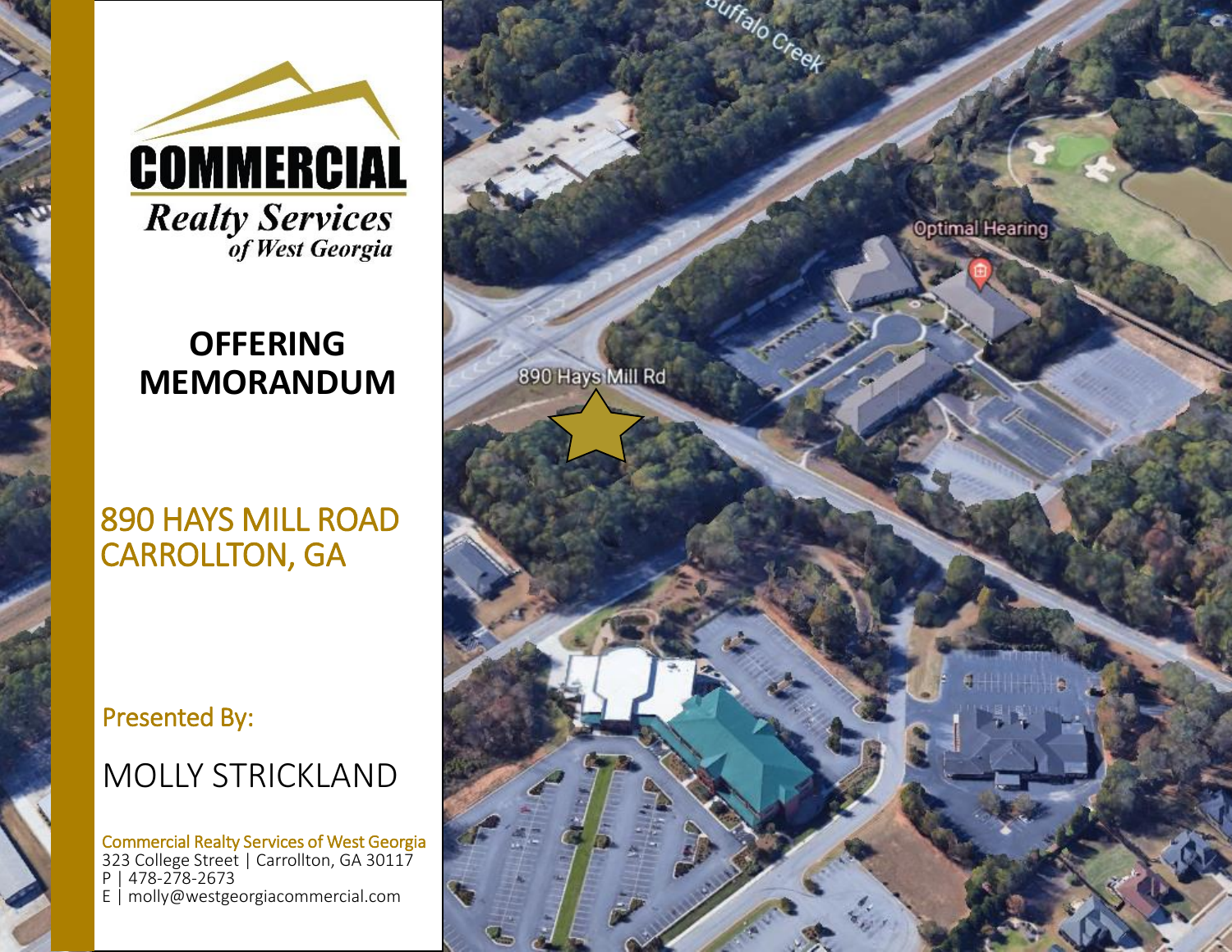**COMMERCIAL**

*Realty Services*
*of West Georgia*

# OFFERING MEMORANDUM

## 890 HAYS MILL ROAD
## CARROLLTON, GA

Presented By:

MOLLY STRICKLAND

Commercial Realty Services of West Georgia
323 College Street | Carrollton, GA 30117
P | 478-278-2673
E | molly@westgeorgiacommercial.com

Buffalo Creek

Optimal Hearing

890 Hays Mill Rd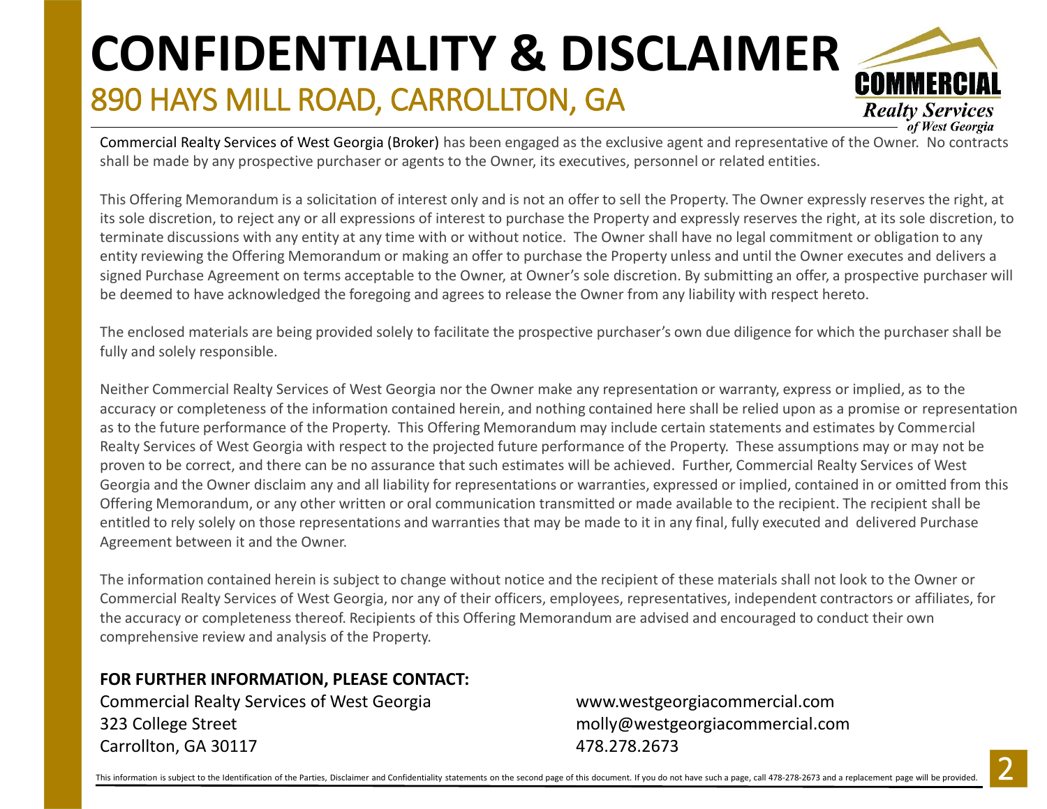# CONFIDENTIALITY & DISCLAIMER

## 890 HAYS MILL ROAD, CARROLLTON, GA

Commercial Realty Services of West Georgia (Broker) has been engaged as the exclusive agent and representative of the Owner. No contracts shall be made by any prospective purchaser or agents to the Owner, its executives, personnel or related entities.

This Offering Memorandum is a solicitation of interest only and is not an offer to sell the Property. The Owner expressly reserves the right, at its sole discretion, to reject any or all expressions of interest to purchase the Property and expressly reserves the right, at its sole discretion, to terminate discussions with any entity at any time with or without notice. The Owner shall have no legal commitment or obligation to any entity reviewing the Offering Memorandum or making an offer to purchase the Property unless and until the Owner executes and delivers a signed Purchase Agreement on terms acceptable to the Owner, at Owner's sole discretion. By submitting an offer, a prospective purchaser will be deemed to have acknowledged the foregoing and agrees to release the Owner from any liability with respect hereto.

The enclosed materials are being provided solely to facilitate the prospective purchaser's own due diligence for which the purchaser shall be fully and solely responsible.

Neither Commercial Realty Services of West Georgia nor the Owner make any representation or warranty, express or implied, as to the accuracy or completeness of the information contained herein, and nothing contained here shall be relied upon as a promise or representation as to the future performance of the Property. This Offering Memorandum may include certain statements and estimates by Commercial Realty Services of West Georgia with respect to the projected future performance of the Property. These assumptions may or may not be proven to be correct, and there can be no assurance that such estimates will be achieved. Further, Commercial Realty Services of West Georgia and the Owner disclaim any and all liability for representations or warranties, expressed or implied, contained in or omitted from this Offering Memorandum, or any other written or oral communication transmitted or made available to the recipient. The recipient shall be entitled to rely solely on those representations and warranties that may be made to it in any final, fully executed and delivered Purchase Agreement between it and the Owner.

The information contained herein is subject to change without notice and the recipient of these materials shall not look to the Owner or Commercial Realty Services of West Georgia, nor any of their officers, employees, representatives, independent contractors or affiliates, for the accuracy or completeness thereof. Recipients of this Offering Memorandum are advised and encouraged to conduct their own comprehensive review and analysis of the Property.

**FOR FURTHER INFORMATION, PLEASE CONTACT:**

Commercial Realty Services of West Georgia
323 College Street
Carrollton, GA 30117

www.westgeorgiacommercial.com
molly@westgeorgiacommercial.com
478.278.2673

This information is subject to the Identification of the Parties, Disclaimer and Confidentiality statements on the second page of this document. If you do not have such a page, call 478-278-2673 and a replacement page will be provided.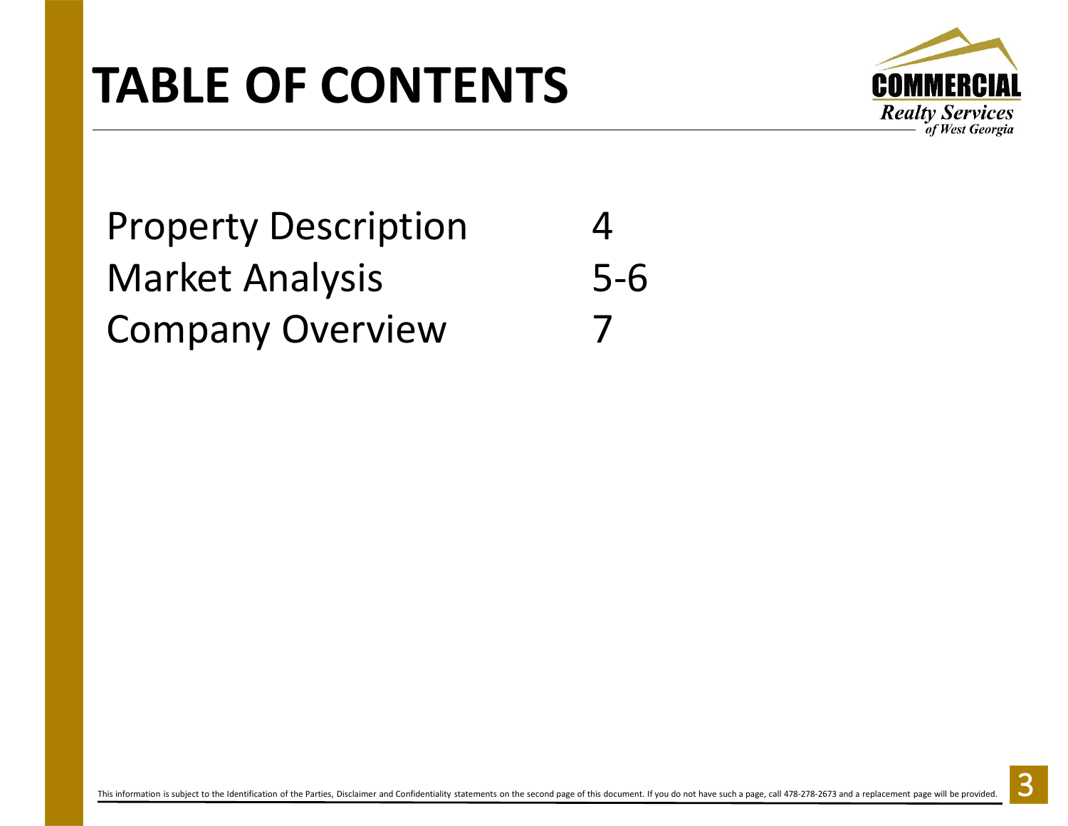# TABLE OF CONTENTS

| | |
|---|---|
| Property Description | 4 |
| Market Analysis | 5-6 |
| Company Overview | 7 |

This information is subject to the Identification of the Parties, Disclaimer and Confidentiality statements on the second page of this document. If you do not have such a page, call 478-278-2673 and a replacement page will be provided.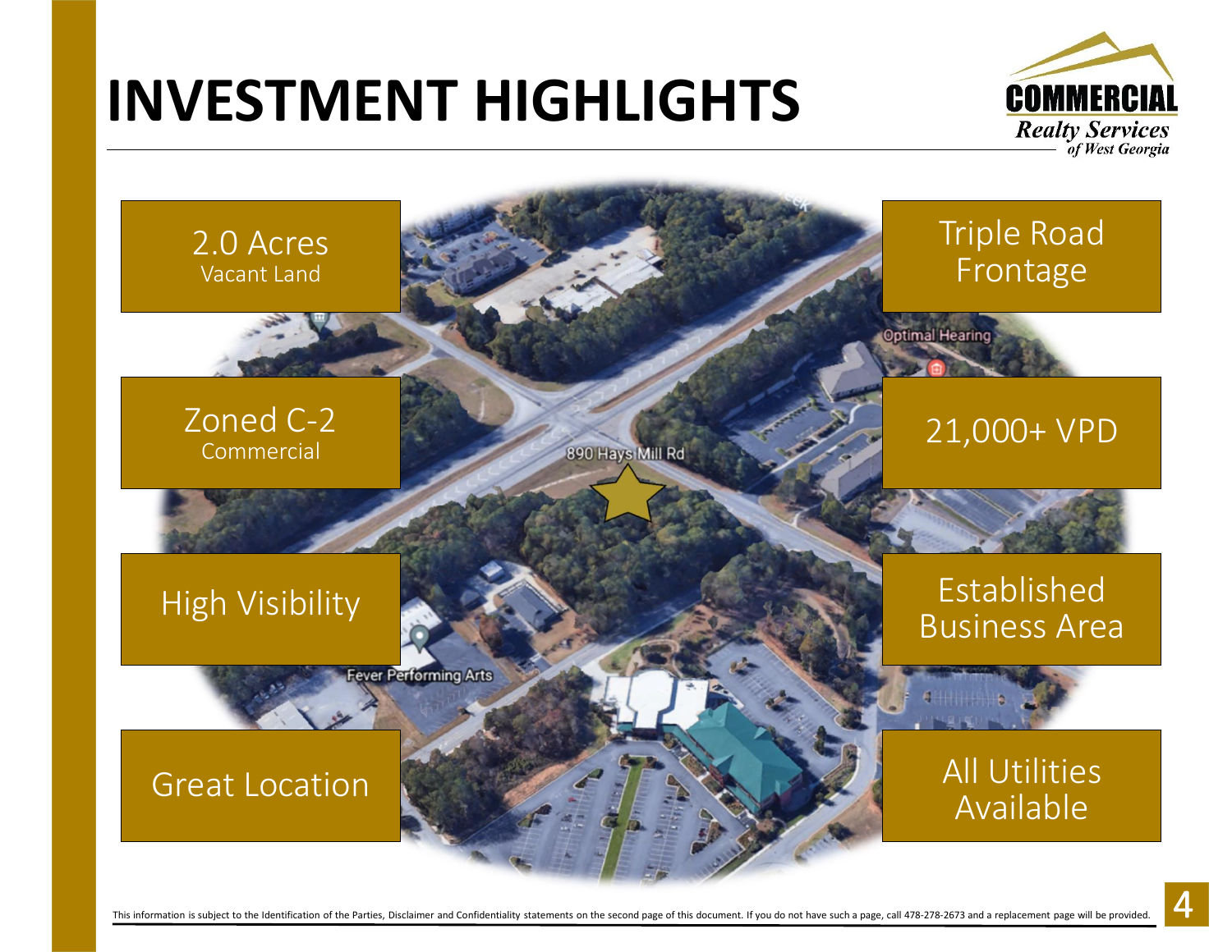# INVESTMENT HIGHLIGHTS

COMMERCIAL Realty Services of West Georgia

- **2.0 Acres** Vacant Land
- **Triple Road Frontage**
- **Zoned C-2** Commercial
- **21,000+ VPD**
- **High Visibility**
- **Established Business Area**
- **Great Location**
- **All Utilities Available**

890 Hays Mill Rd

This information is subject to the Identification of the Parties, Disclaimer and Confidentiality statements on the second page of this document. If you do not have such a page, call 478-278-2673 and a replacement page will be provided.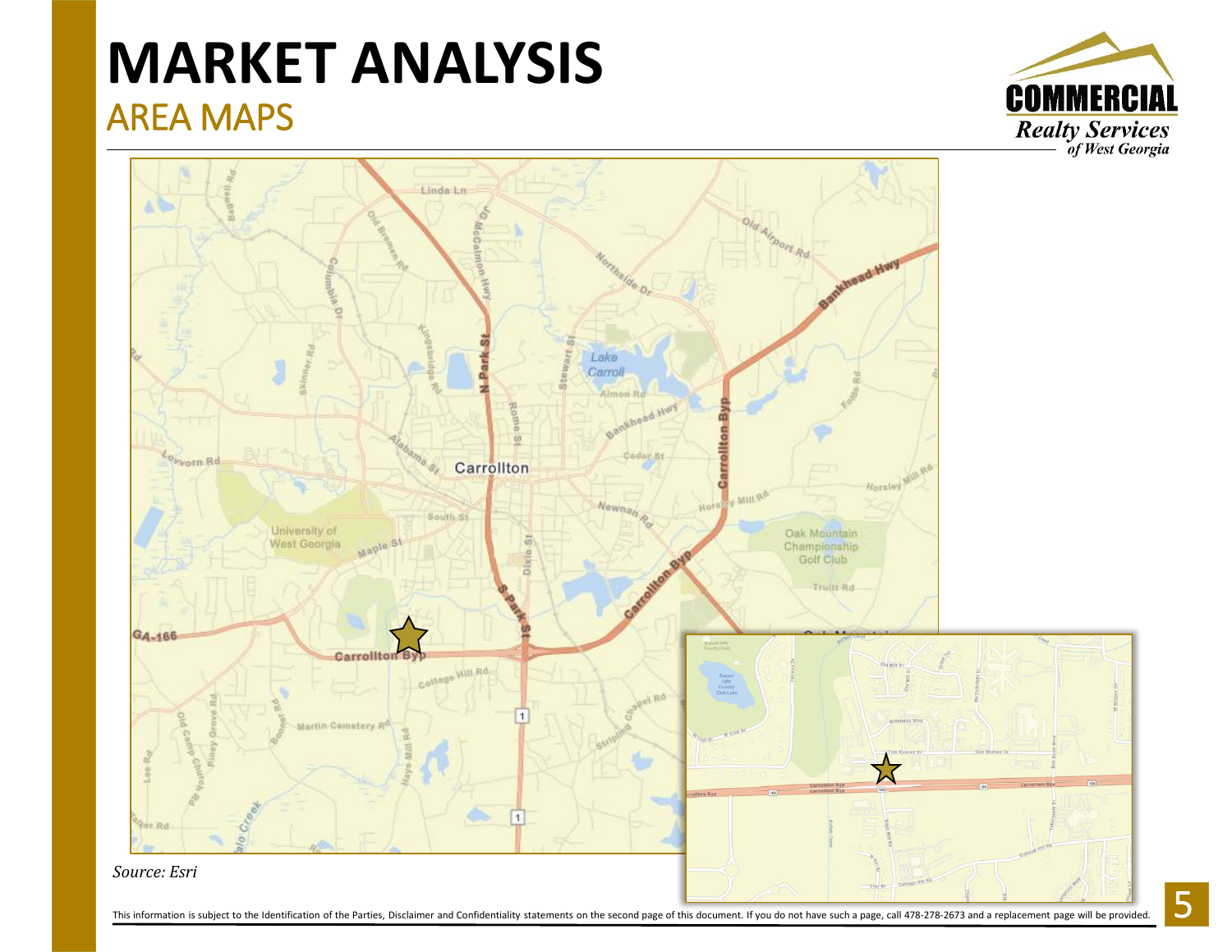# MARKET ANALYSIS

## AREA MAPS

*Source: Esri*

This information is subject to the Identification of the Parties, Disclaimer and Confidentiality statements on the second page of this document. If you do not have such a page, call 478-278-2673 and a replacement page will be provided.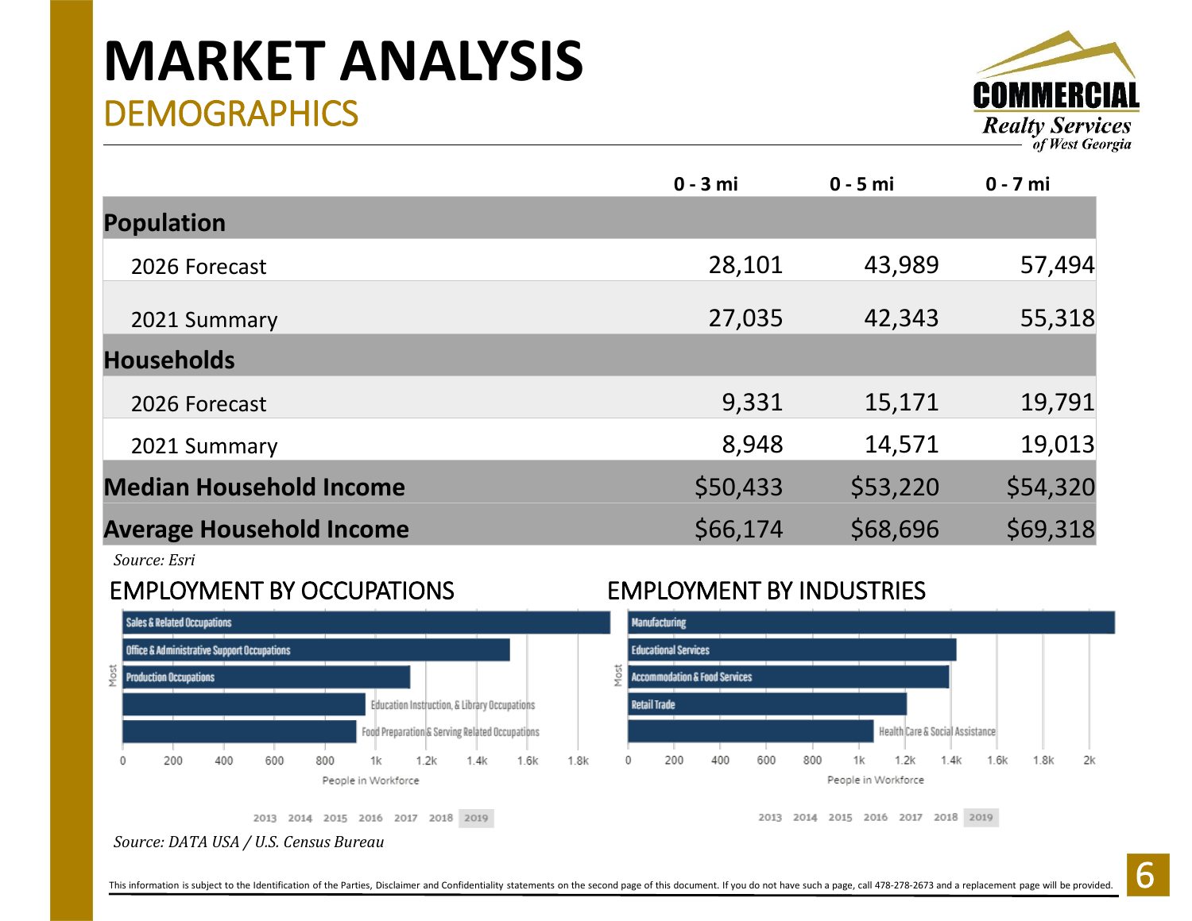# MARKET ANALYSIS

## DEMOGRAPHICS

| | 0 - 3 mi | 0 - 5 mi | 0 - 7 mi |
|---|---|---|---|
| **Population** | | | |
| 2026 Forecast | 28,101 | 43,989 | 57,494 |
| 2021 Summary | 27,035 | 42,343 | 55,318 |
| **Households** | | | |
| 2026 Forecast | 9,331 | 15,171 | 19,791 |
| 2021 Summary | 8,948 | 14,571 | 19,013 |
| **Median Household Income** | $50,433 | $53,220 | $54,320 |
| **Average Household Income** | $66,174 | $68,696 | $69,318 |

*Source: Esri*

## EMPLOYMENT BY OCCUPATIONS

Sales & Related Occupations
Office & Administrative Support Occupations
Production Occupations
Education Instruction, & Library Occupations
Food Preparation & Serving Related Occupations

Most

0 200 400 600 800 1k 1.2k 1.4k 1.6k 1.8k

People in Workforce

2013 2014 2015 2016 2017 2018 2019

## EMPLOYMENT BY INDUSTRIES

Manufacturing
Educational Services
Accommodation & Food Services
Retail Trade
Health Care & Social Assistance

Most

0 200 400 600 800 1k 1.2k 1.4k 1.6k 1.8k 2k

People in Workforce

2013 2014 2015 2016 2017 2018 2019

*Source: DATA USA / U.S. Census Bureau*

This information is subject to the Identification of the Parties, Disclaimer and Confidentiality statements on the second page of this document. If you do not have such a page, call 478-278-2673 and a replacement page will be provided.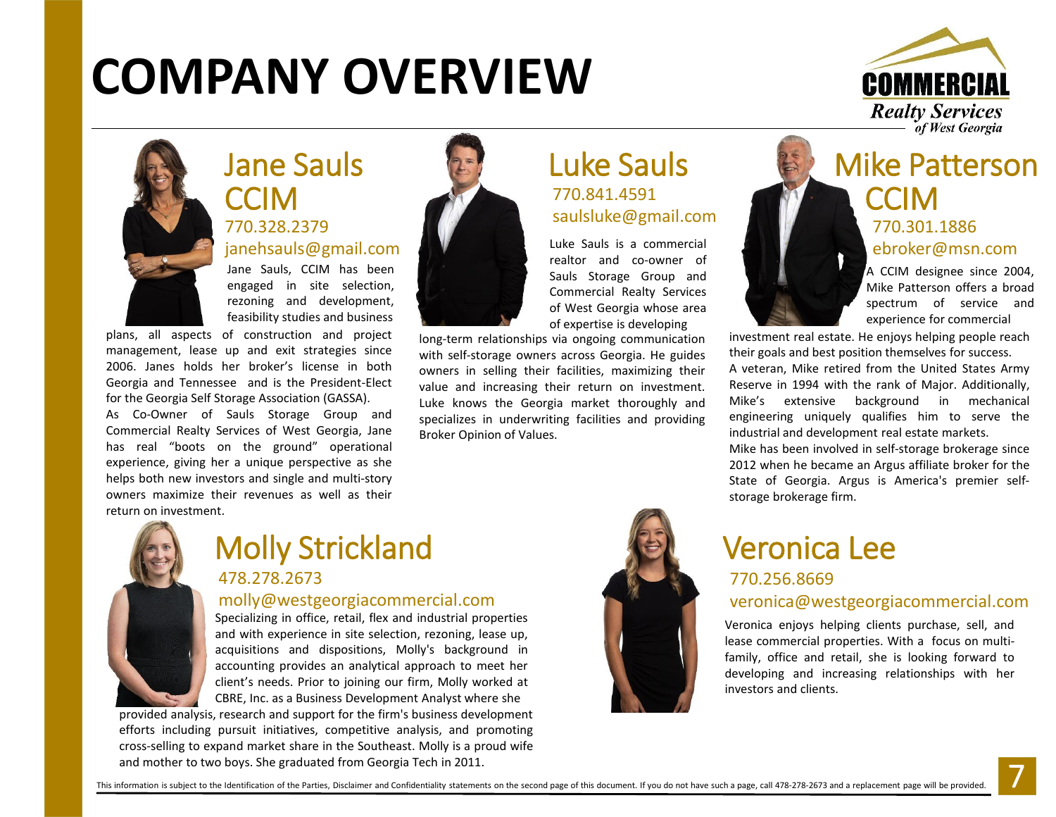# COMPANY OVERVIEW

COMMERCIAL
Realty Services
of West Georgia

## Jane Sauls CCIM

770.328.2379

janehsauls@gmail.com

Jane Sauls, CCIM has been engaged in site selection, rezoning and development, feasibility studies and business plans, all aspects of construction and project management, lease up and exit strategies since 2006. Janes holds her broker's license in both Georgia and Tennessee and is the President-Elect for the Georgia Self Storage Association (GASSA).

As Co-Owner of Sauls Storage Group and Commercial Realty Services of West Georgia, Jane has real "boots on the ground" operational experience, giving her a unique perspective as she helps both new investors and single and multi-story owners maximize their revenues as well as their return on investment.

## Luke Sauls

770.841.4591

saulsluke@gmail.com

Luke Sauls is a commercial realtor and co-owner of Sauls Storage Group and Commercial Realty Services of West Georgia whose area of expertise is developing long-term relationships via ongoing communication with self-storage owners across Georgia. He guides owners in selling their facilities, maximizing their value and increasing their return on investment. Luke knows the Georgia market thoroughly and specializes in underwriting facilities and providing Broker Opinion of Values.

## Mike Patterson CCIM

770.301.1886

ebroker@msn.com

A CCIM designee since 2004, Mike Patterson offers a broad spectrum of service and experience for commercial investment real estate. He enjoys helping people reach their goals and best position themselves for success.

A veteran, Mike retired from the United States Army Reserve in 1994 with the rank of Major. Additionally, Mike's extensive background in mechanical engineering uniquely qualifies him to serve the industrial and development real estate markets.

Mike has been involved in self-storage brokerage since 2012 when he became an Argus affiliate broker for the State of Georgia. Argus is America's premier self-storage brokerage firm.

## Molly Strickland

478.278.2673

molly@westgeorgiacommercial.com

Specializing in office, retail, flex and industrial properties and with experience in site selection, rezoning, lease up, acquisitions and dispositions, Molly's background in accounting provides an analytical approach to meet her client's needs. Prior to joining our firm, Molly worked at CBRE, Inc. as a Business Development Analyst where she provided analysis, research and support for the firm's business development efforts including pursuit initiatives, competitive analysis, and promoting cross-selling to expand market share in the Southeast. Molly is a proud wife and mother to two boys. She graduated from Georgia Tech in 2011.

## Veronica Lee

770.256.8669

veronica@westgeorgiacommercial.com

Veronica enjoys helping clients purchase, sell, and lease commercial properties. With a focus on multi-family, office and retail, she is looking forward to developing and increasing relationships with her investors and clients.

This information is subject to the Identification of the Parties, Disclaimer and Confidentiality statements on the second page of this document. If you do not have such a page, call 478-278-2673 and a replacement page will be provided.